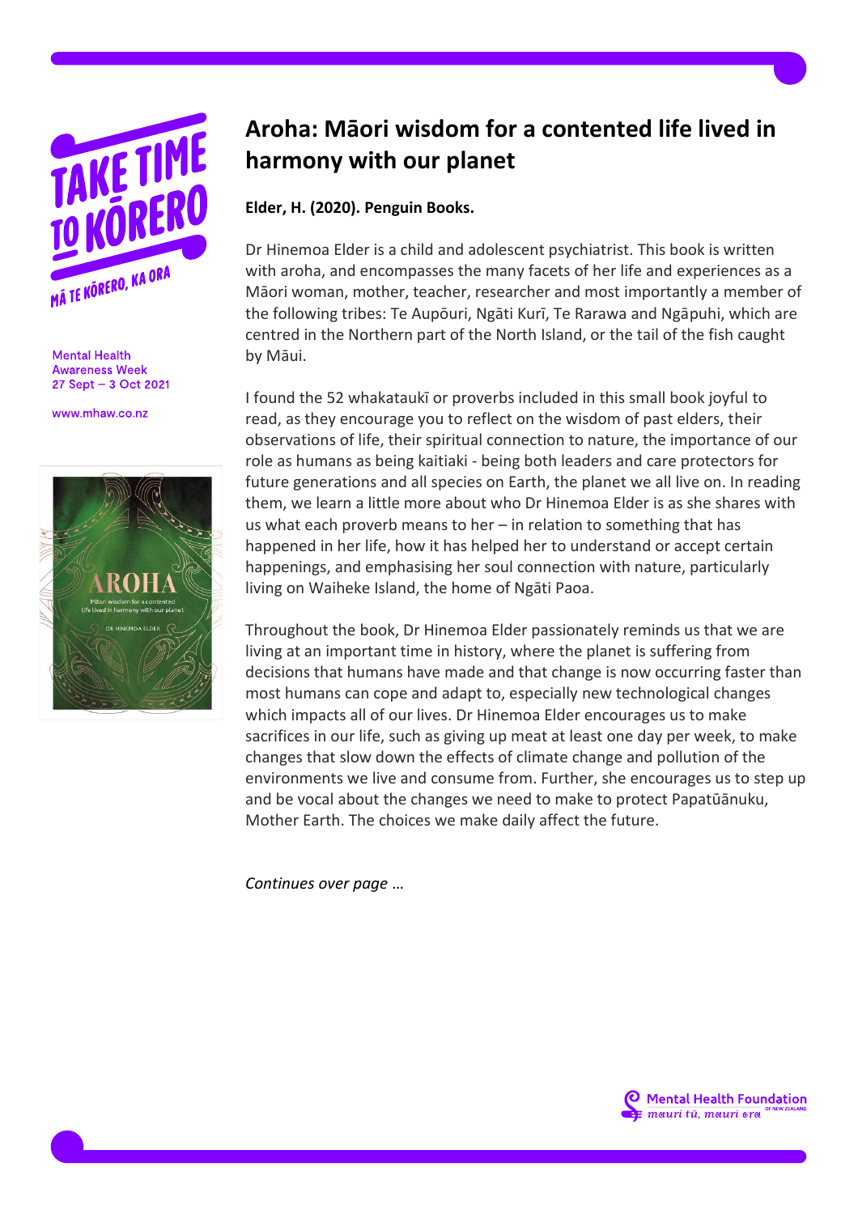Mental Health Awareness Week
27 Sept – 3 Oct 2021

www.mhaw.co.nz

# Aroha: Māori wisdom for a contented life lived in harmony with our planet

**Elder, H. (2020). Penguin Books.**

Dr Hinemoa Elder is a child and adolescent psychiatrist. This book is written with aroha, and encompasses the many facets of her life and experiences as a Māori woman, mother, teacher, researcher and most importantly a member of the following tribes: Te Aupōuri, Ngāti Kurī, Te Rarawa and Ngāpuhi, which are centred in the Northern part of the North Island, or the tail of the fish caught by Māui.

I found the 52 whakataukī or proverbs included in this small book joyful to read, as they encourage you to reflect on the wisdom of past elders, their observations of life, their spiritual connection to nature, the importance of our role as humans as being kaitiaki - being both leaders and care protectors for future generations and all species on Earth, the planet we all live on. In reading them, we learn a little more about who Dr Hinemoa Elder is as she shares with us what each proverb means to her – in relation to something that has happened in her life, how it has helped her to understand or accept certain happenings, and emphasising her soul connection with nature, particularly living on Waiheke Island, the home of Ngāti Paoa.

Throughout the book, Dr Hinemoa Elder passionately reminds us that we are living at an important time in history, where the planet is suffering from decisions that humans have made and that change is now occurring faster than most humans can cope and adapt to, especially new technological changes which impacts all of our lives. Dr Hinemoa Elder encourages us to make sacrifices in our life, such as giving up meat at least one day per week, to make changes that slow down the effects of climate change and pollution of the environments we live and consume from. Further, she encourages us to step up and be vocal about the changes we need to make to protect Papatūānuku, Mother Earth. The choices we make daily affect the future.

*Continues over page …*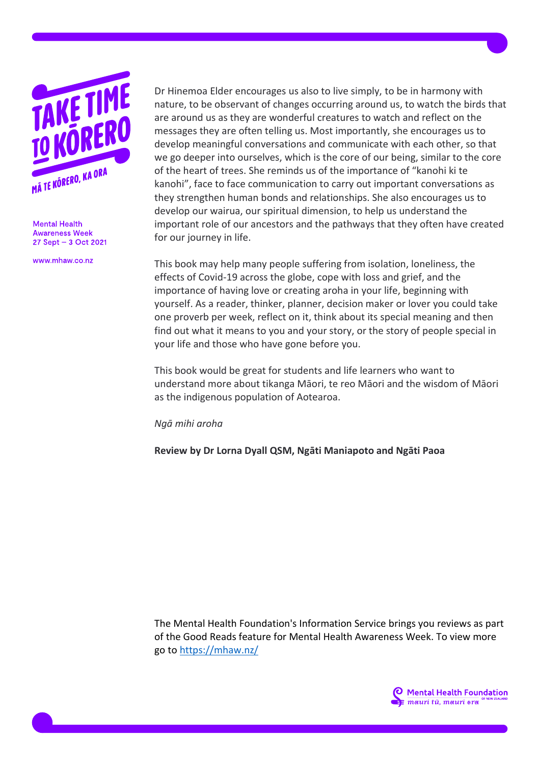Dr Hinemoa Elder encourages us also to live simply, to be in harmony with nature, to be observant of changes occurring around us, to watch the birds that are around us as they are wonderful creatures to watch and reflect on the messages they are often telling us. Most importantly, she encourages us to develop meaningful conversations and communicate with each other, so that we go deeper into ourselves, which is the core of our being, similar to the core of the heart of trees. She reminds us of the importance of "kanohi ki te kanohi", face to face communication to carry out important conversations as they strengthen human bonds and relationships. She also encourages us to develop our wairua, our spiritual dimension, to help us understand the important role of our ancestors and the pathways that they often have created for our journey in life.

This book may help many people suffering from isolation, loneliness, the effects of Covid-19 across the globe, cope with loss and grief, and the importance of having love or creating aroha in your life, beginning with yourself. As a reader, thinker, planner, decision maker or lover you could take one proverb per week, reflect on it, think about its special meaning and then find out what it means to you and your story, or the story of people special in your life and those who have gone before you.

This book would be great for students and life learners who want to understand more about tikanga Māori, te reo Māori and the wisdom of Māori as the indigenous population of Aotearoa.

*Ngā mihi aroha*

**Review by Dr Lorna Dyall QSM, Ngāti Maniapoto and Ngāti Paoa**

The Mental Health Foundation's Information Service brings you reviews as part of the Good Reads feature for Mental Health Awareness Week. To view more go to https://mhaw.nz/